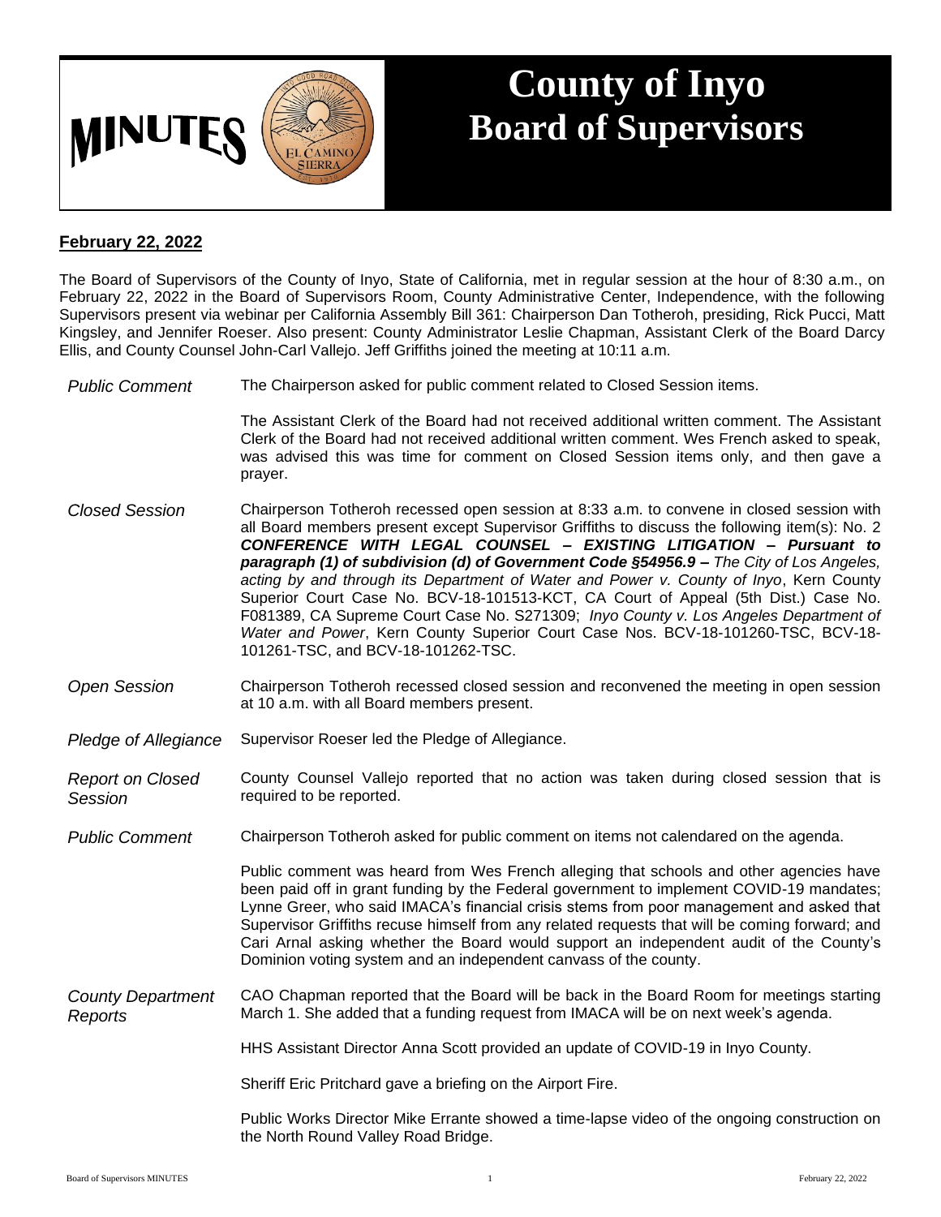# MINUTES

# County of Inyo Board of Supervisors

**February 22, 2022**

The Board of Supervisors of the County of Inyo, State of California, met in regular session at the hour of 8:30 a.m., on February 22, 2022 in the Board of Supervisors Room, County Administrative Center, Independence, with the following Supervisors present via webinar per California Assembly Bill 361: Chairperson Dan Totheroh, presiding, Rick Pucci, Matt Kingsley, and Jennifer Roeser. Also present: County Administrator Leslie Chapman, Assistant Clerk of the Board Darcy Ellis, and County Counsel John-Carl Vallejo. Jeff Griffiths joined the meeting at 10:11 a.m.

*Public Comment* — The Chairperson asked for public comment related to Closed Session items.

The Assistant Clerk of the Board had not received additional written comment. The Assistant Clerk of the Board had not received additional written comment. Wes French asked to speak, was advised this was time for comment on Closed Session items only, and then gave a prayer.

*Closed Session* — Chairperson Totheroh recessed open session at 8:33 a.m. to convene in closed session with all Board members present except Supervisor Griffiths to discuss the following item(s): No. 2 ***CONFERENCE WITH LEGAL COUNSEL – EXISTING LITIGATION – Pursuant to paragraph (1) of subdivision (d) of Government Code §54956.9 –*** *The City of Los Angeles, acting by and through its Department of Water and Power v. County of Inyo*, Kern County Superior Court Case No. BCV-18-101513-KCT, CA Court of Appeal (5th Dist.) Case No. F081389, CA Supreme Court Case No. S271309; *Inyo County v. Los Angeles Department of Water and Power*, Kern County Superior Court Case Nos. BCV-18-101260-TSC, BCV-18-101261-TSC, and BCV-18-101262-TSC.

*Open Session* — Chairperson Totheroh recessed closed session and reconvened the meeting in open session at 10 a.m. with all Board members present.

*Pledge of Allegiance* — Supervisor Roeser led the Pledge of Allegiance.

*Report on Closed Session* — County Counsel Vallejo reported that no action was taken during closed session that is required to be reported.

*Public Comment* — Chairperson Totheroh asked for public comment on items not calendared on the agenda.

Public comment was heard from Wes French alleging that schools and other agencies have been paid off in grant funding by the Federal government to implement COVID-19 mandates; Lynne Greer, who said IMACA's financial crisis stems from poor management and asked that Supervisor Griffiths recuse himself from any related requests that will be coming forward; and Cari Arnal asking whether the Board would support an independent audit of the County's Dominion voting system and an independent canvass of the county.

*County Department Reports* — CAO Chapman reported that the Board will be back in the Board Room for meetings starting March 1. She added that a funding request from IMACA will be on next week's agenda.

HHS Assistant Director Anna Scott provided an update of COVID-19 in Inyo County.

Sheriff Eric Pritchard gave a briefing on the Airport Fire.

Public Works Director Mike Errante showed a time-lapse video of the ongoing construction on the North Round Valley Road Bridge.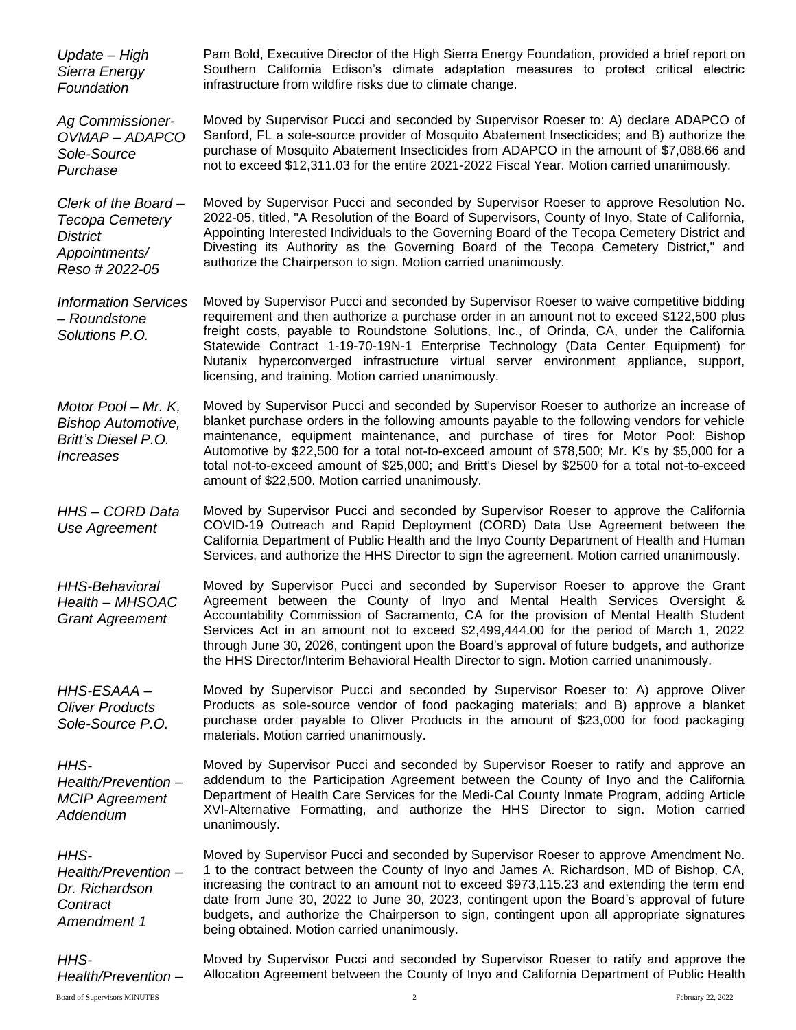*Update – High Sierra Energy Foundation*

Pam Bold, Executive Director of the High Sierra Energy Foundation, provided a brief report on Southern California Edison's climate adaptation measures to protect critical electric infrastructure from wildfire risks due to climate change.

*Ag Commissioner-OVMAP – ADAPCO Sole-Source Purchase*

Moved by Supervisor Pucci and seconded by Supervisor Roeser to: A) declare ADAPCO of Sanford, FL a sole-source provider of Mosquito Abatement Insecticides; and B) authorize the purchase of Mosquito Abatement Insecticides from ADAPCO in the amount of $7,088.66 and not to exceed $12,311.03 for the entire 2021-2022 Fiscal Year. Motion carried unanimously.

*Clerk of the Board – Tecopa Cemetery District Appointments/ Reso # 2022-05*

Moved by Supervisor Pucci and seconded by Supervisor Roeser to approve Resolution No. 2022-05, titled, "A Resolution of the Board of Supervisors, County of Inyo, State of California, Appointing Interested Individuals to the Governing Board of the Tecopa Cemetery District and Divesting its Authority as the Governing Board of the Tecopa Cemetery District," and authorize the Chairperson to sign. Motion carried unanimously.

*Information Services – Roundstone Solutions P.O.*

Moved by Supervisor Pucci and seconded by Supervisor Roeser to waive competitive bidding requirement and then authorize a purchase order in an amount not to exceed $122,500 plus freight costs, payable to Roundstone Solutions, Inc., of Orinda, CA, under the California Statewide Contract 1-19-70-19N-1 Enterprise Technology (Data Center Equipment) for Nutanix hyperconverged infrastructure virtual server environment appliance, support, licensing, and training. Motion carried unanimously.

*Motor Pool – Mr. K, Bishop Automotive, Britt's Diesel P.O. Increases*

Moved by Supervisor Pucci and seconded by Supervisor Roeser to authorize an increase of blanket purchase orders in the following amounts payable to the following vendors for vehicle maintenance, equipment maintenance, and purchase of tires for Motor Pool: Bishop Automotive by $22,500 for a total not-to-exceed amount of $78,500; Mr. K's by $5,000 for a total not-to-exceed amount of $25,000; and Britt's Diesel by $2500 for a total not-to-exceed amount of $22,500. Motion carried unanimously.

*HHS – CORD Data Use Agreement*

Moved by Supervisor Pucci and seconded by Supervisor Roeser to approve the California COVID-19 Outreach and Rapid Deployment (CORD) Data Use Agreement between the California Department of Public Health and the Inyo County Department of Health and Human Services, and authorize the HHS Director to sign the agreement. Motion carried unanimously.

*HHS-Behavioral Health – MHSOAC Grant Agreement*

Moved by Supervisor Pucci and seconded by Supervisor Roeser to approve the Grant Agreement between the County of Inyo and Mental Health Services Oversight & Accountability Commission of Sacramento, CA for the provision of Mental Health Student Services Act in an amount not to exceed $2,499,444.00 for the period of March 1, 2022 through June 30, 2026, contingent upon the Board's approval of future budgets, and authorize the HHS Director/Interim Behavioral Health Director to sign. Motion carried unanimously.

*HHS-ESAAA – Oliver Products Sole-Source P.O.*

Moved by Supervisor Pucci and seconded by Supervisor Roeser to: A) approve Oliver Products as sole-source vendor of food packaging materials; and B) approve a blanket purchase order payable to Oliver Products in the amount of $23,000 for food packaging materials. Motion carried unanimously.

*HHS-Health/Prevention – MCIP Agreement Addendum*

Moved by Supervisor Pucci and seconded by Supervisor Roeser to ratify and approve an addendum to the Participation Agreement between the County of Inyo and the California Department of Health Care Services for the Medi-Cal County Inmate Program, adding Article XVI-Alternative Formatting, and authorize the HHS Director to sign. Motion carried unanimously.

*HHS-Health/Prevention – Dr. Richardson Contract Amendment 1*

Moved by Supervisor Pucci and seconded by Supervisor Roeser to approve Amendment No. 1 to the contract between the County of Inyo and James A. Richardson, MD of Bishop, CA, increasing the contract to an amount not to exceed $973,115.23 and extending the term end date from June 30, 2022 to June 30, 2023, contingent upon the Board's approval of future budgets, and authorize the Chairperson to sign, contingent upon all appropriate signatures being obtained. Motion carried unanimously.

*HHS-Health/Prevention –*

Moved by Supervisor Pucci and seconded by Supervisor Roeser to ratify and approve the Allocation Agreement between the County of Inyo and California Department of Public Health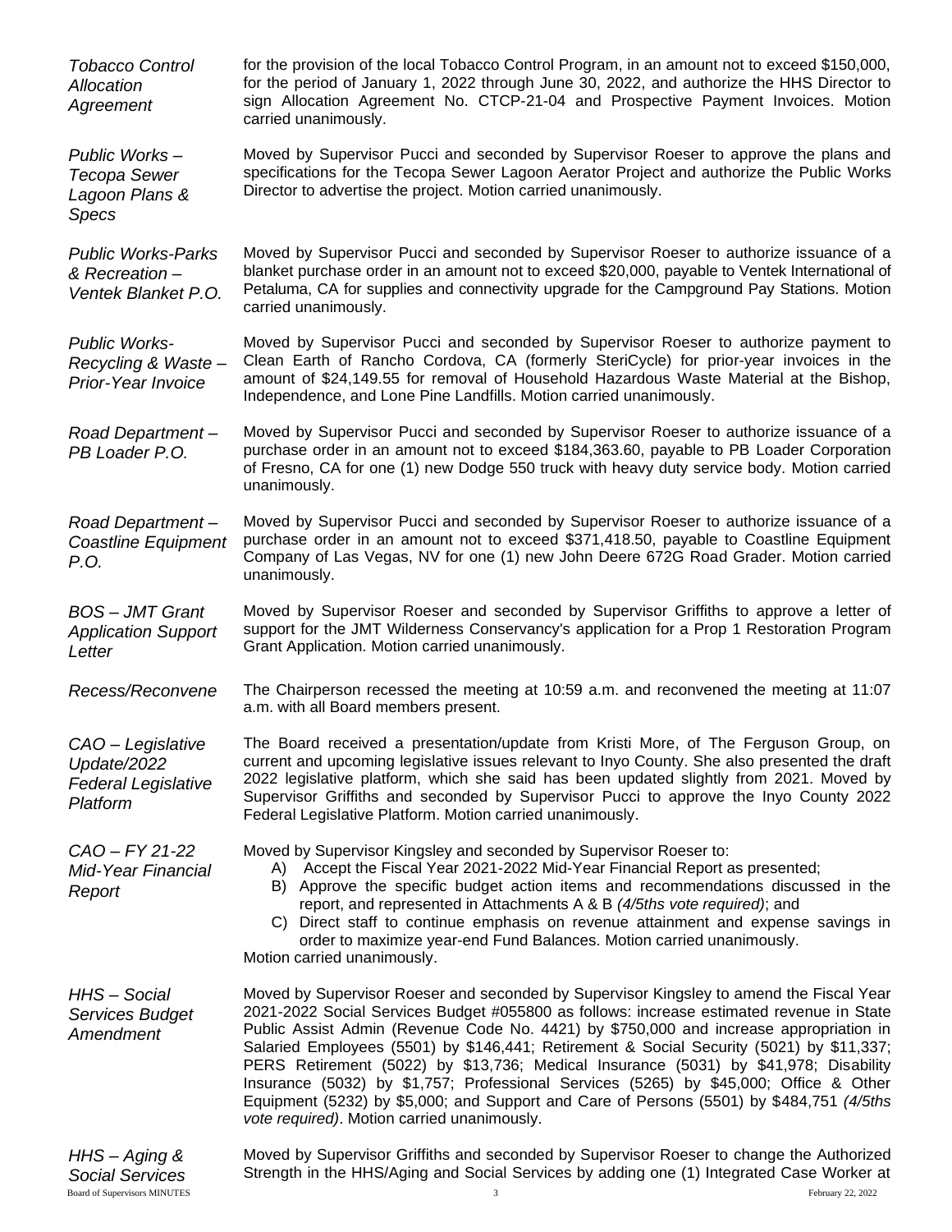*Tobacco Control Allocation Agreement*

for the provision of the local Tobacco Control Program, in an amount not to exceed $150,000, for the period of January 1, 2022 through June 30, 2022, and authorize the HHS Director to sign Allocation Agreement No. CTCP-21-04 and Prospective Payment Invoices. Motion carried unanimously.

*Public Works – Tecopa Sewer Lagoon Plans & Specs*

Moved by Supervisor Pucci and seconded by Supervisor Roeser to approve the plans and specifications for the Tecopa Sewer Lagoon Aerator Project and authorize the Public Works Director to advertise the project. Motion carried unanimously.

*Public Works-Parks & Recreation – Ventek Blanket P.O.*

Moved by Supervisor Pucci and seconded by Supervisor Roeser to authorize issuance of a blanket purchase order in an amount not to exceed $20,000, payable to Ventek International of Petaluma, CA for supplies and connectivity upgrade for the Campground Pay Stations. Motion carried unanimously.

*Public Works-Recycling & Waste – Prior-Year Invoice*

Moved by Supervisor Pucci and seconded by Supervisor Roeser to authorize payment to Clean Earth of Rancho Cordova, CA (formerly SteriCycle) for prior-year invoices in the amount of $24,149.55 for removal of Household Hazardous Waste Material at the Bishop, Independence, and Lone Pine Landfills. Motion carried unanimously.

*Road Department – PB Loader P.O.*

Moved by Supervisor Pucci and seconded by Supervisor Roeser to authorize issuance of a purchase order in an amount not to exceed $184,363.60, payable to PB Loader Corporation of Fresno, CA for one (1) new Dodge 550 truck with heavy duty service body. Motion carried unanimously.

*Road Department – Coastline Equipment P.O.*

Moved by Supervisor Pucci and seconded by Supervisor Roeser to authorize issuance of a purchase order in an amount not to exceed $371,418.50, payable to Coastline Equipment Company of Las Vegas, NV for one (1) new John Deere 672G Road Grader. Motion carried unanimously.

*BOS – JMT Grant Application Support Letter*

Moved by Supervisor Roeser and seconded by Supervisor Griffiths to approve a letter of support for the JMT Wilderness Conservancy's application for a Prop 1 Restoration Program Grant Application. Motion carried unanimously.

*Recess/Reconvene*

The Chairperson recessed the meeting at 10:59 a.m. and reconvened the meeting at 11:07 a.m. with all Board members present.

*CAO – Legislative Update/2022 Federal Legislative Platform*

The Board received a presentation/update from Kristi More, of The Ferguson Group, on current and upcoming legislative issues relevant to Inyo County. She also presented the draft 2022 legislative platform, which she said has been updated slightly from 2021. Moved by Supervisor Griffiths and seconded by Supervisor Pucci to approve the Inyo County 2022 Federal Legislative Platform. Motion carried unanimously.

*CAO – FY 21-22 Mid-Year Financial Report*

Moved by Supervisor Kingsley and seconded by Supervisor Roeser to:

A) Accept the Fiscal Year 2021-2022 Mid-Year Financial Report as presented;
B) Approve the specific budget action items and recommendations discussed in the report, and represented in Attachments A & B *(4/5ths vote required)*; and
C) Direct staff to continue emphasis on revenue attainment and expense savings in order to maximize year-end Fund Balances. Motion carried unanimously.

Motion carried unanimously.

*HHS – Social Services Budget Amendment*

Moved by Supervisor Roeser and seconded by Supervisor Kingsley to amend the Fiscal Year 2021-2022 Social Services Budget #055800 as follows: increase estimated revenue in State Public Assist Admin (Revenue Code No. 4421) by $750,000 and increase appropriation in Salaried Employees (5501) by $146,441; Retirement & Social Security (5021) by $11,337; PERS Retirement (5022) by $13,736; Medical Insurance (5031) by $41,978; Disability Insurance (5032) by $1,757; Professional Services (5265) by $45,000; Office & Other Equipment (5232) by $5,000; and Support and Care of Persons (5501) by $484,751 *(4/5ths vote required)*. Motion carried unanimously.

*HHS – Aging & Social Services*

Moved by Supervisor Griffiths and seconded by Supervisor Roeser to change the Authorized Strength in the HHS/Aging and Social Services by adding one (1) Integrated Case Worker at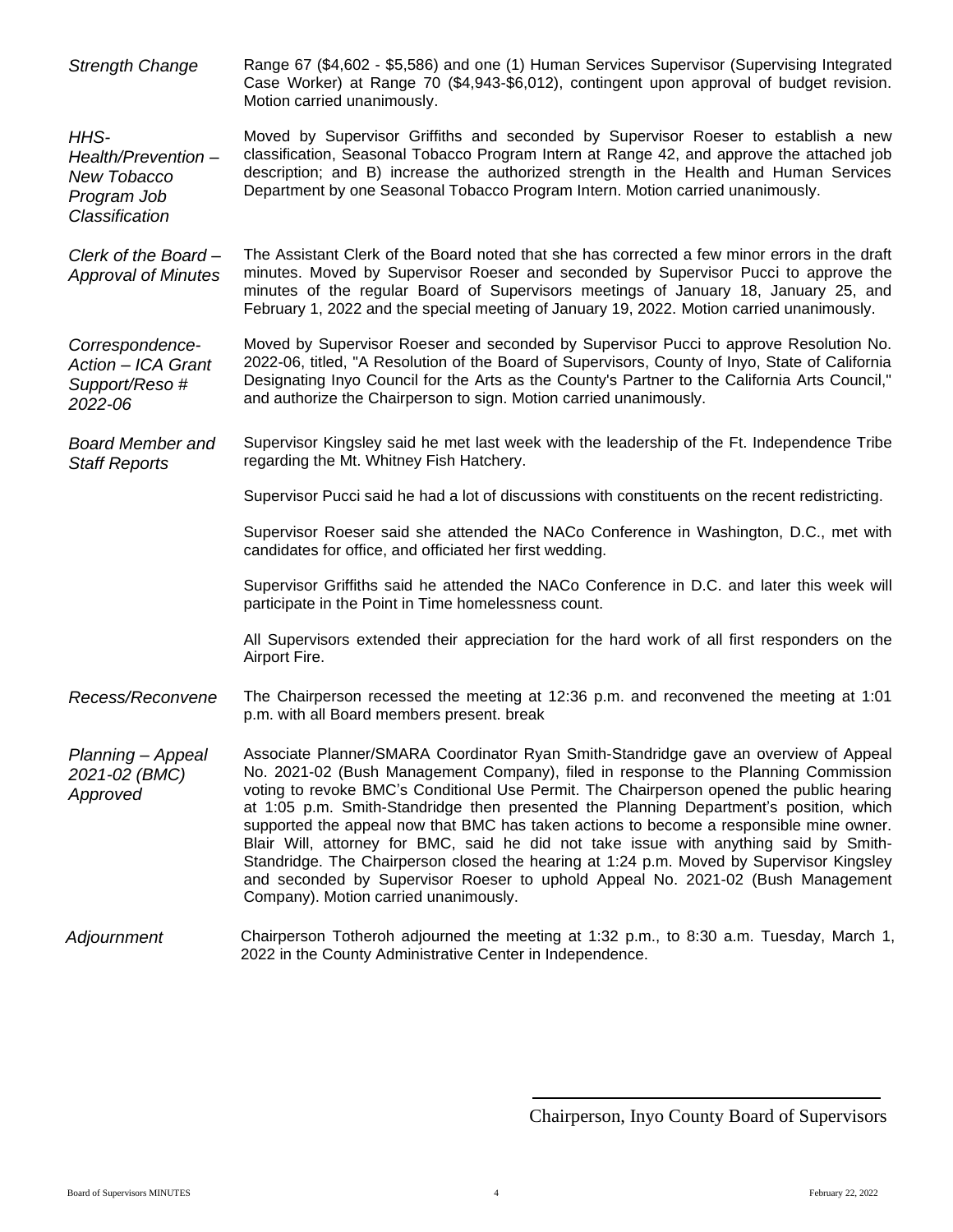*Strength Change* Range 67 ($4,602 - $5,586) and one (1) Human Services Supervisor (Supervising Integrated Case Worker) at Range 70 ($4,943-$6,012), contingent upon approval of budget revision. Motion carried unanimously.

*HHS-Health/Prevention – New Tobacco Program Job Classification* Moved by Supervisor Griffiths and seconded by Supervisor Roeser to establish a new classification, Seasonal Tobacco Program Intern at Range 42, and approve the attached job description; and B) increase the authorized strength in the Health and Human Services Department by one Seasonal Tobacco Program Intern. Motion carried unanimously.

*Clerk of the Board – Approval of Minutes* The Assistant Clerk of the Board noted that she has corrected a few minor errors in the draft minutes. Moved by Supervisor Roeser and seconded by Supervisor Pucci to approve the minutes of the regular Board of Supervisors meetings of January 18, January 25, and February 1, 2022 and the special meeting of January 19, 2022. Motion carried unanimously.

*Correspondence-Action – ICA Grant Support/Reso # 2022-06* Moved by Supervisor Roeser and seconded by Supervisor Pucci to approve Resolution No. 2022-06, titled, "A Resolution of the Board of Supervisors, County of Inyo, State of California Designating Inyo Council for the Arts as the County's Partner to the California Arts Council," and authorize the Chairperson to sign. Motion carried unanimously.

*Board Member and Staff Reports* Supervisor Kingsley said he met last week with the leadership of the Ft. Independence Tribe regarding the Mt. Whitney Fish Hatchery.

Supervisor Pucci said he had a lot of discussions with constituents on the recent redistricting.

Supervisor Roeser said she attended the NACo Conference in Washington, D.C., met with candidates for office, and officiated her first wedding.

Supervisor Griffiths said he attended the NACo Conference in D.C. and later this week will participate in the Point in Time homelessness count.

All Supervisors extended their appreciation for the hard work of all first responders on the Airport Fire.

*Recess/Reconvene* The Chairperson recessed the meeting at 12:36 p.m. and reconvened the meeting at 1:01 p.m. with all Board members present. break

*Planning – Appeal 2021-02 (BMC) Approved* Associate Planner/SMARA Coordinator Ryan Smith-Standridge gave an overview of Appeal No. 2021-02 (Bush Management Company), filed in response to the Planning Commission voting to revoke BMC's Conditional Use Permit. The Chairperson opened the public hearing at 1:05 p.m. Smith-Standridge then presented the Planning Department's position, which supported the appeal now that BMC has taken actions to become a responsible mine owner. Blair Will, attorney for BMC, said he did not take issue with anything said by Smith-Standridge. The Chairperson closed the hearing at 1:24 p.m. Moved by Supervisor Kingsley and seconded by Supervisor Roeser to uphold Appeal No. 2021-02 (Bush Management Company). Motion carried unanimously.

*Adjournment* Chairperson Totheroh adjourned the meeting at 1:32 p.m., to 8:30 a.m. Tuesday, March 1, 2022 in the County Administrative Center in Independence.

\_\_\_\_\_\_\_\_\_\_\_\_\_\_\_\_\_\_\_\_\_\_\_\_\_\_\_\_\_\_\_\_\_\_\_\_\_\_\_\_

Chairperson, Inyo County Board of Supervisors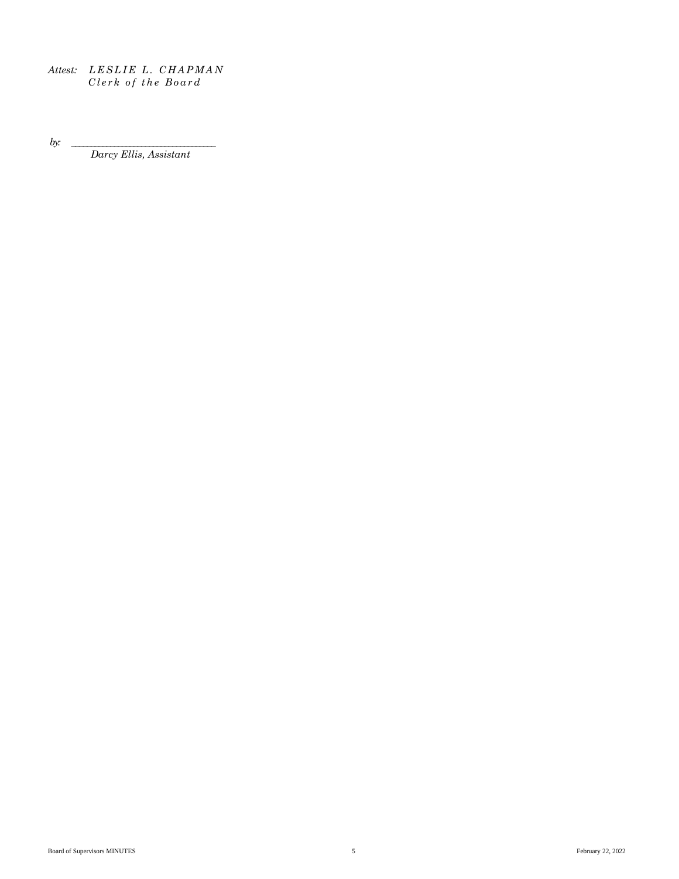*Attest: LESLIE L. CHAPMAN*
*Clerk of the Board*

*by:* ______________________________
*Darcy Ellis, Assistant*